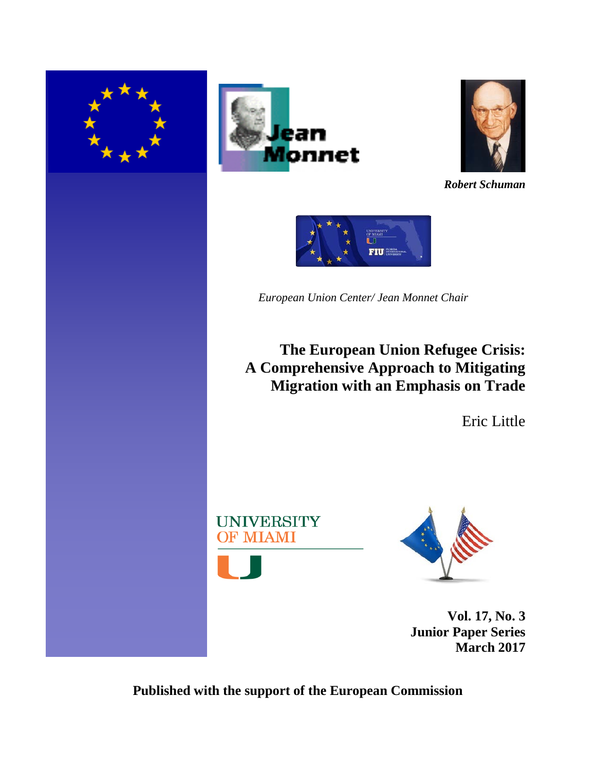*Robert Schuman*

*European Union Center/ Jean Monnet Chair*

# The European Union Refugee Crisis: A Comprehensive Approach to Mitigating Migration with an Emphasis on Trade

Eric Little

**Vol. 17, No. 3**
**Junior Paper Series**
**March 2017**

**Published with the support of the European Commission**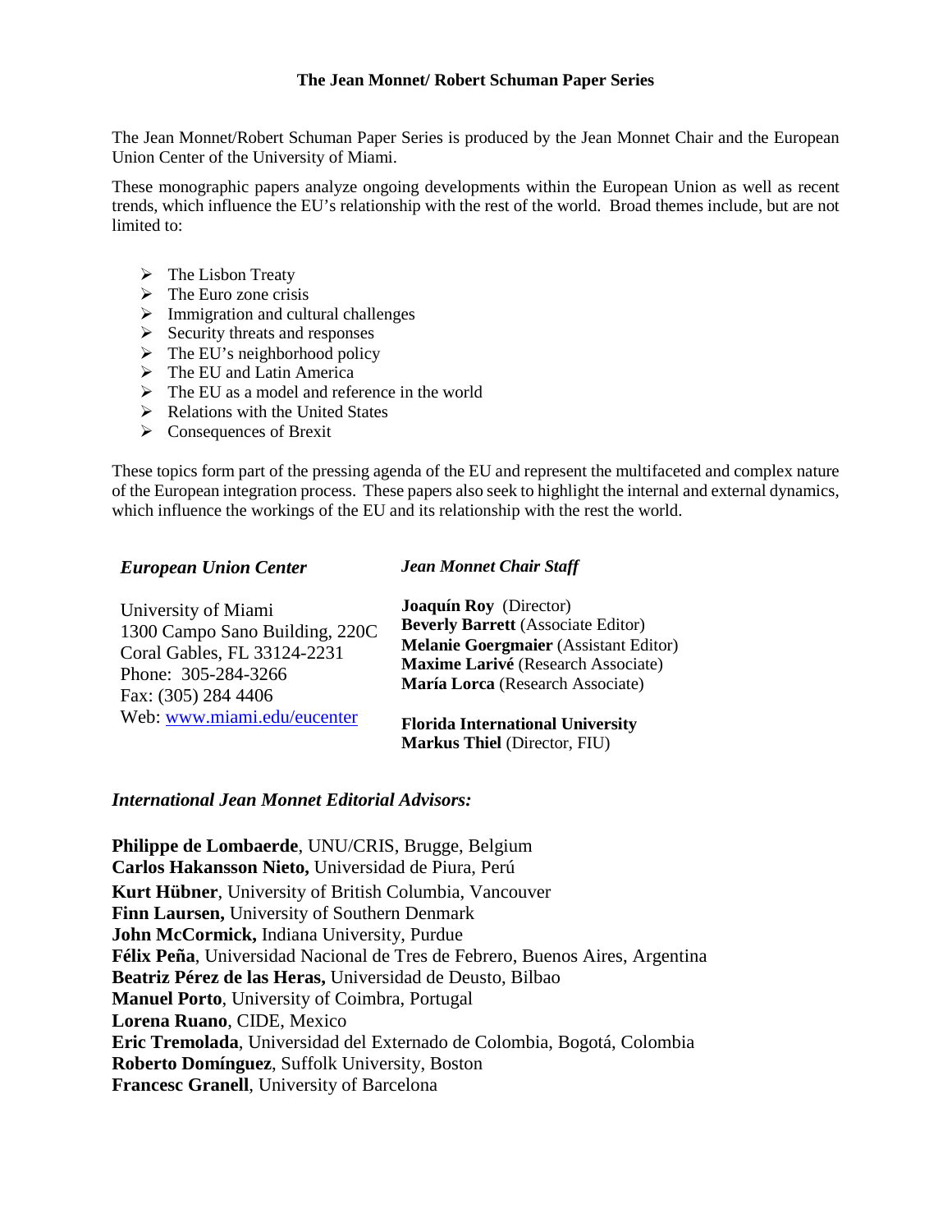**The Jean Monnet/ Robert Schuman Paper Series**

The Jean Monnet/Robert Schuman Paper Series is produced by the Jean Monnet Chair and the European Union Center of the University of Miami.

These monographic papers analyze ongoing developments within the European Union as well as recent trends, which influence the EU's relationship with the rest of the world. Broad themes include, but are not limited to:

- The Lisbon Treaty
- The Euro zone crisis
- Immigration and cultural challenges
- Security threats and responses
- The EU's neighborhood policy
- The EU and Latin America
- The EU as a model and reference in the world
- Relations with the United States
- Consequences of Brexit

These topics form part of the pressing agenda of the EU and represent the multifaceted and complex nature of the European integration process. These papers also seek to highlight the internal and external dynamics, which influence the workings of the EU and its relationship with the rest the world.

***European Union Center***

University of Miami
1300 Campo Sano Building, 220C
Coral Gables, FL 33124-2231
Phone: 305-284-3266
Fax: (305) 284 4406
Web: www.miami.edu/eucenter

***Jean Monnet Chair Staff***

**Joaquín Roy** (Director)
**Beverly Barrett** (Associate Editor)
**Melanie Goergmaier** (Assistant Editor)
**Maxime Larivé** (Research Associate)
**María Lorca** (Research Associate)

**Florida International University**
**Markus Thiel** (Director, FIU)

***International Jean Monnet Editorial Advisors:***

**Philippe de Lombaerde**, UNU/CRIS, Brugge, Belgium
**Carlos Hakansson Nieto,** Universidad de Piura, Perú
**Kurt Hübner**, University of British Columbia, Vancouver
**Finn Laursen,** University of Southern Denmark
**John McCormick,** Indiana University, Purdue
**Félix Peña**, Universidad Nacional de Tres de Febrero, Buenos Aires, Argentina
**Beatriz Pérez de las Heras,** Universidad de Deusto, Bilbao
**Manuel Porto**, University of Coimbra, Portugal
**Lorena Ruano**, CIDE, Mexico
**Eric Tremolada**, Universidad del Externado de Colombia, Bogotá, Colombia
**Roberto Domínguez**, Suffolk University, Boston
**Francesc Granell**, University of Barcelona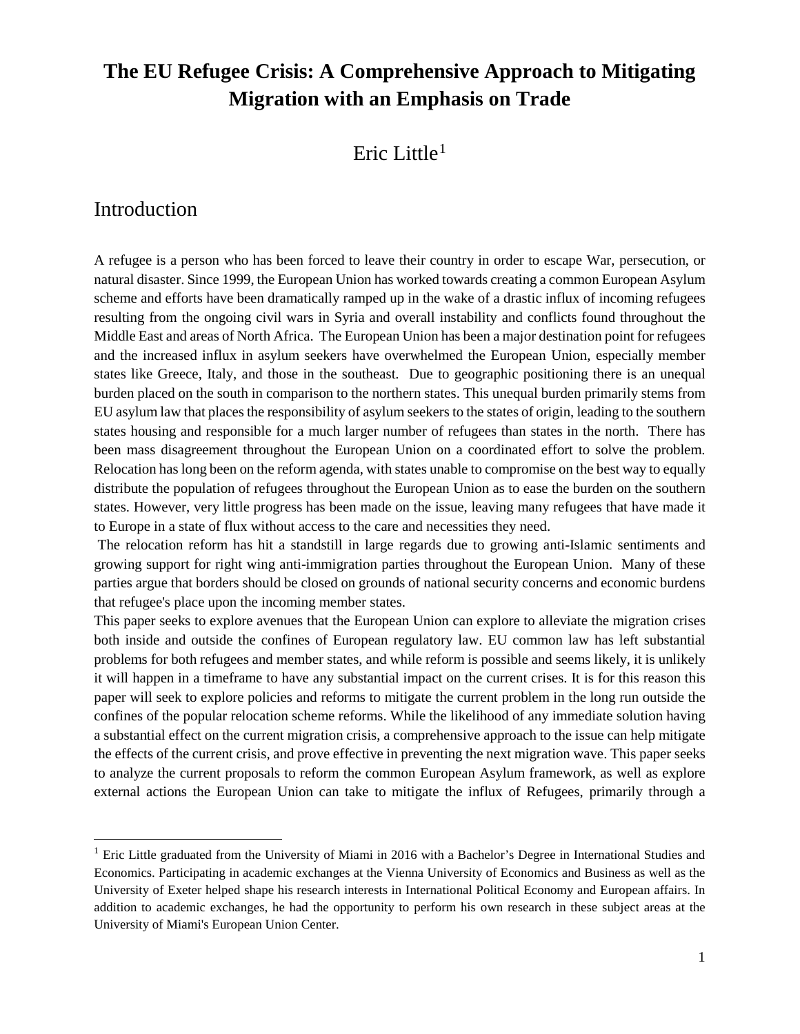# The EU Refugee Crisis: A Comprehensive Approach to Mitigating Migration with an Emphasis on Trade

Eric Little[1]

## Introduction

A refugee is a person who has been forced to leave their country in order to escape War, persecution, or natural disaster. Since 1999, the European Union has worked towards creating a common European Asylum scheme and efforts have been dramatically ramped up in the wake of a drastic influx of incoming refugees resulting from the ongoing civil wars in Syria and overall instability and conflicts found throughout the Middle East and areas of North Africa. The European Union has been a major destination point for refugees and the increased influx in asylum seekers have overwhelmed the European Union, especially member states like Greece, Italy, and those in the southeast. Due to geographic positioning there is an unequal burden placed on the south in comparison to the northern states. This unequal burden primarily stems from EU asylum law that places the responsibility of asylum seekers to the states of origin, leading to the southern states housing and responsible for a much larger number of refugees than states in the north. There has been mass disagreement throughout the European Union on a coordinated effort to solve the problem. Relocation has long been on the reform agenda, with states unable to compromise on the best way to equally distribute the population of refugees throughout the European Union as to ease the burden on the southern states. However, very little progress has been made on the issue, leaving many refugees that have made it to Europe in a state of flux without access to the care and necessities they need.

The relocation reform has hit a standstill in large regards due to growing anti-Islamic sentiments and growing support for right wing anti-immigration parties throughout the European Union. Many of these parties argue that borders should be closed on grounds of national security concerns and economic burdens that refugee's place upon the incoming member states.

This paper seeks to explore avenues that the European Union can explore to alleviate the migration crises both inside and outside the confines of European regulatory law. EU common law has left substantial problems for both refugees and member states, and while reform is possible and seems likely, it is unlikely it will happen in a timeframe to have any substantial impact on the current crises. It is for this reason this paper will seek to explore policies and reforms to mitigate the current problem in the long run outside the confines of the popular relocation scheme reforms. While the likelihood of any immediate solution having a substantial effect on the current migration crisis, a comprehensive approach to the issue can help mitigate the effects of the current crisis, and prove effective in preventing the next migration wave. This paper seeks to analyze the current proposals to reform the common European Asylum framework, as well as explore external actions the European Union can take to mitigate the influx of Refugees, primarily through a

[1] Eric Little graduated from the University of Miami in 2016 with a Bachelor's Degree in International Studies and Economics. Participating in academic exchanges at the Vienna University of Economics and Business as well as the University of Exeter helped shape his research interests in International Political Economy and European affairs. In addition to academic exchanges, he had the opportunity to perform his own research in these subject areas at the University of Miami's European Union Center.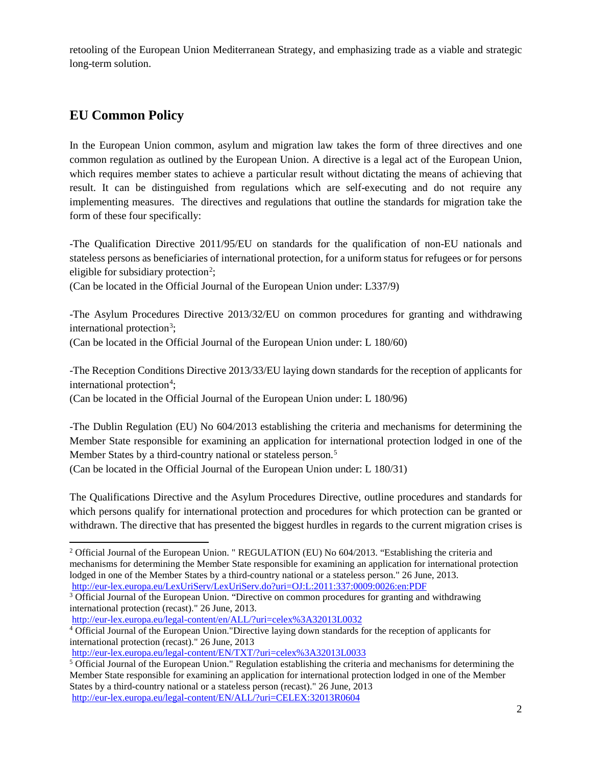retooling of the European Union Mediterranean Strategy, and emphasizing trade as a viable and strategic long-term solution.

## EU Common Policy

In the European Union common, asylum and migration law takes the form of three directives and one common regulation as outlined by the European Union. A directive is a legal act of the European Union, which requires member states to achieve a particular result without dictating the means of achieving that result. It can be distinguished from regulations which are self-executing and do not require any implementing measures. The directives and regulations that outline the standards for migration take the form of these four specifically:

-The Qualification Directive 2011/95/EU on standards for the qualification of non-EU nationals and stateless persons as beneficiaries of international protection, for a uniform status for refugees or for persons eligible for subsidiary protection[2];
(Can be located in the Official Journal of the European Union under: L337/9)

-The Asylum Procedures Directive 2013/32/EU on common procedures for granting and withdrawing international protection[3];
(Can be located in the Official Journal of the European Union under: L 180/60)

-The Reception Conditions Directive 2013/33/EU laying down standards for the reception of applicants for international protection[4];
(Can be located in the Official Journal of the European Union under: L 180/96)

-The Dublin Regulation (EU) No 604/2013 establishing the criteria and mechanisms for determining the Member State responsible for examining an application for international protection lodged in one of the Member States by a third-country national or stateless person.[5]
(Can be located in the Official Journal of the European Union under: L 180/31)

The Qualifications Directive and the Asylum Procedures Directive, outline procedures and standards for which persons qualify for international protection and procedures for which protection can be granted or withdrawn. The directive that has presented the biggest hurdles in regards to the current migration crises is

---

[2] Official Journal of the European Union. " REGULATION (EU) No 604/2013. "Establishing the criteria and mechanisms for determining the Member State responsible for examining an application for international protection lodged in one of the Member States by a third-country national or a stateless person." 26 June, 2013. http://eur-lex.europa.eu/LexUriServ/LexUriServ.do?uri=OJ:L:2011:337:0009:0026:en:PDF

[3] Official Journal of the European Union. "Directive on common procedures for granting and withdrawing international protection (recast)." 26 June, 2013. http://eur-lex.europa.eu/legal-content/en/ALL/?uri=celex%3A32013L0032

[4] Official Journal of the European Union."Directive laying down standards for the reception of applicants for international protection (recast)." 26 June, 2013 http://eur-lex.europa.eu/legal-content/EN/TXT/?uri=celex%3A32013L0033

[5] Official Journal of the European Union." Regulation establishing the criteria and mechanisms for determining the Member State responsible for examining an application for international protection lodged in one of the Member States by a third-country national or a stateless person (recast)." 26 June, 2013 http://eur-lex.europa.eu/legal-content/EN/ALL/?uri=CELEX:32013R0604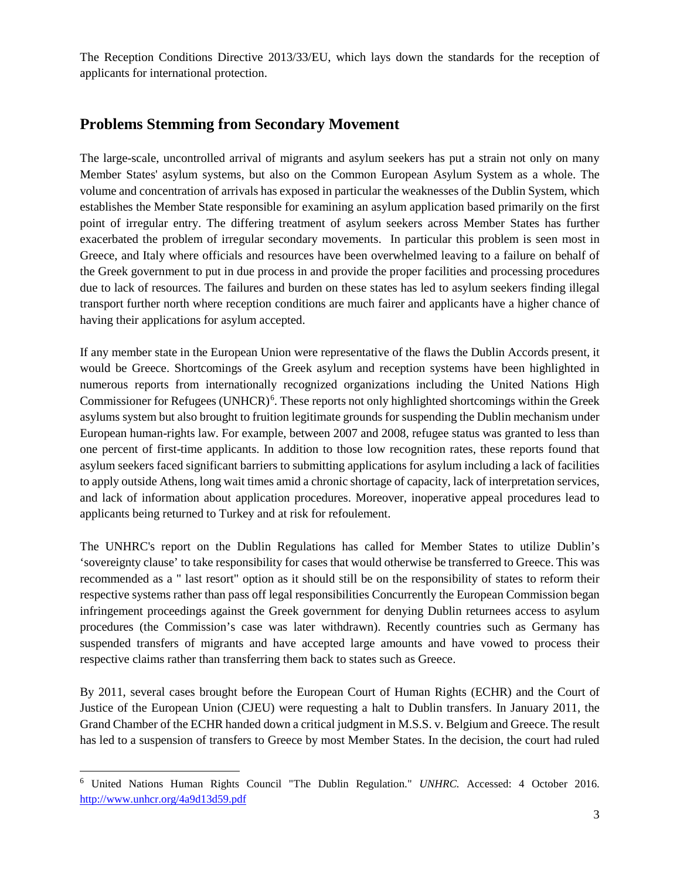The Reception Conditions Directive 2013/33/EU, which lays down the standards for the reception of applicants for international protection.

## Problems Stemming from Secondary Movement

The large-scale, uncontrolled arrival of migrants and asylum seekers has put a strain not only on many Member States' asylum systems, but also on the Common European Asylum System as a whole. The volume and concentration of arrivals has exposed in particular the weaknesses of the Dublin System, which establishes the Member State responsible for examining an asylum application based primarily on the first point of irregular entry. The differing treatment of asylum seekers across Member States has further exacerbated the problem of irregular secondary movements. In particular this problem is seen most in Greece, and Italy where officials and resources have been overwhelmed leaving to a failure on behalf of the Greek government to put in due process in and provide the proper facilities and processing procedures due to lack of resources. The failures and burden on these states has led to asylum seekers finding illegal transport further north where reception conditions are much fairer and applicants have a higher chance of having their applications for asylum accepted.

If any member state in the European Union were representative of the flaws the Dublin Accords present, it would be Greece. Shortcomings of the Greek asylum and reception systems have been highlighted in numerous reports from internationally recognized organizations including the United Nations High Commissioner for Refugees (UNHCR)[6]. These reports not only highlighted shortcomings within the Greek asylums system but also brought to fruition legitimate grounds for suspending the Dublin mechanism under European human-rights law. For example, between 2007 and 2008, refugee status was granted to less than one percent of first-time applicants. In addition to those low recognition rates, these reports found that asylum seekers faced significant barriers to submitting applications for asylum including a lack of facilities to apply outside Athens, long wait times amid a chronic shortage of capacity, lack of interpretation services, and lack of information about application procedures. Moreover, inoperative appeal procedures lead to applicants being returned to Turkey and at risk for refoulement.

The UNHRC's report on the Dublin Regulations has called for Member States to utilize Dublin's 'sovereignty clause' to take responsibility for cases that would otherwise be transferred to Greece. This was recommended as a " last resort" option as it should still be on the responsibility of states to reform their respective systems rather than pass off legal responsibilities Concurrently the European Commission began infringement proceedings against the Greek government for denying Dublin returnees access to asylum procedures (the Commission's case was later withdrawn). Recently countries such as Germany has suspended transfers of migrants and have accepted large amounts and have vowed to process their respective claims rather than transferring them back to states such as Greece.

By 2011, several cases brought before the European Court of Human Rights (ECHR) and the Court of Justice of the European Union (CJEU) were requesting a halt to Dublin transfers. In January 2011, the Grand Chamber of the ECHR handed down a critical judgment in M.S.S. v. Belgium and Greece. The result has led to a suspension of transfers to Greece by most Member States. In the decision, the court had ruled

---

[6] United Nations Human Rights Council "The Dublin Regulation." *UNHRC.* Accessed: 4 October 2016. http://www.unhcr.org/4a9d13d59.pdf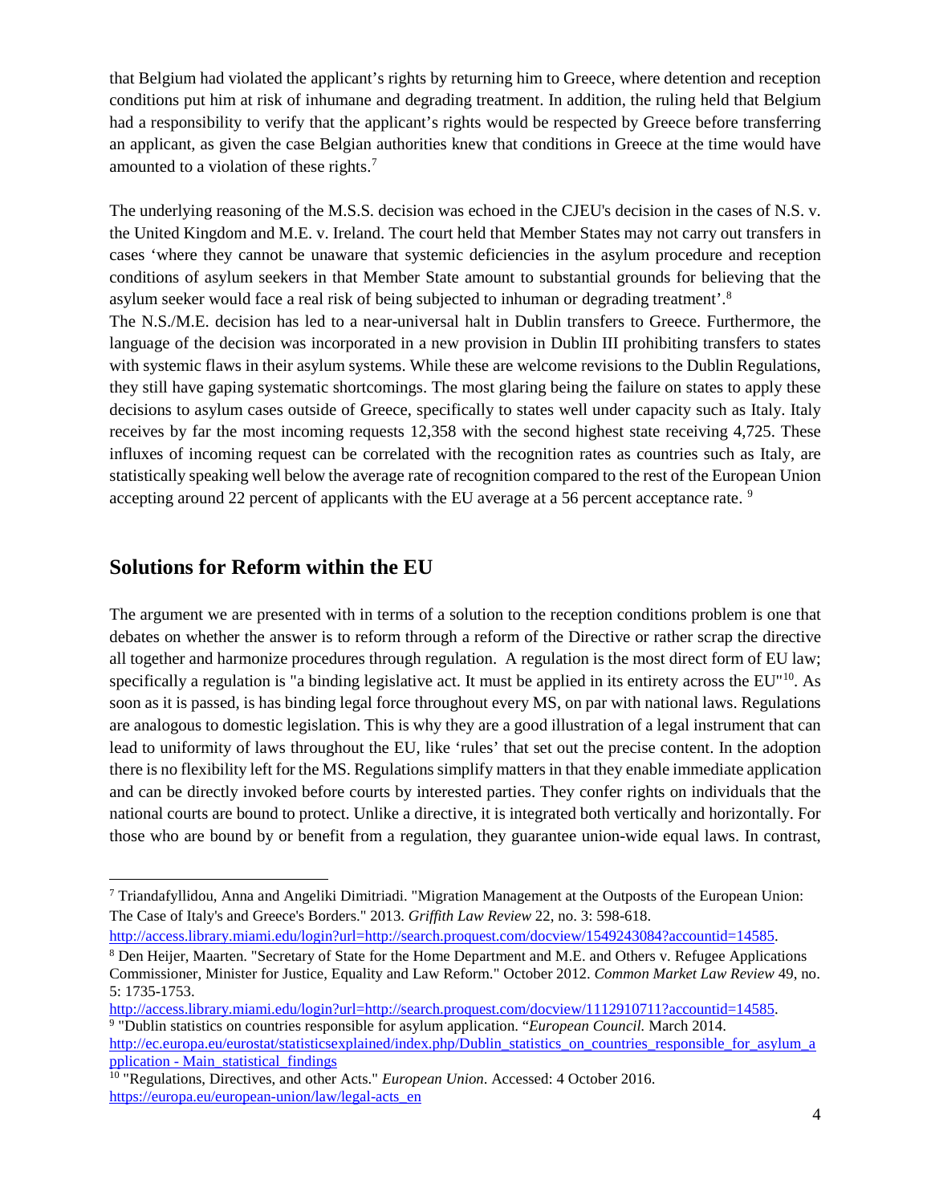that Belgium had violated the applicant's rights by returning him to Greece, where detention and reception conditions put him at risk of inhumane and degrading treatment. In addition, the ruling held that Belgium had a responsibility to verify that the applicant's rights would be respected by Greece before transferring an applicant, as given the case Belgian authorities knew that conditions in Greece at the time would have amounted to a violation of these rights.[7]

The underlying reasoning of the M.S.S. decision was echoed in the CJEU's decision in the cases of N.S. v. the United Kingdom and M.E. v. Ireland. The court held that Member States may not carry out transfers in cases 'where they cannot be unaware that systemic deficiencies in the asylum procedure and reception conditions of asylum seekers in that Member State amount to substantial grounds for believing that the asylum seeker would face a real risk of being subjected to inhuman or degrading treatment'.[8]

The N.S./M.E. decision has led to a near-universal halt in Dublin transfers to Greece. Furthermore, the language of the decision was incorporated in a new provision in Dublin III prohibiting transfers to states with systemic flaws in their asylum systems. While these are welcome revisions to the Dublin Regulations, they still have gaping systematic shortcomings. The most glaring being the failure on states to apply these decisions to asylum cases outside of Greece, specifically to states well under capacity such as Italy. Italy receives by far the most incoming requests 12,358 with the second highest state receiving 4,725. These influxes of incoming request can be correlated with the recognition rates as countries such as Italy, are statistically speaking well below the average rate of recognition compared to the rest of the European Union accepting around 22 percent of applicants with the EU average at a 56 percent acceptance rate. [9]

## Solutions for Reform within the EU

The argument we are presented with in terms of a solution to the reception conditions problem is one that debates on whether the answer is to reform through a reform of the Directive or rather scrap the directive all together and harmonize procedures through regulation. A regulation is the most direct form of EU law; specifically a regulation is "a binding legislative act. It must be applied in its entirety across the EU"[10]. As soon as it is passed, is has binding legal force throughout every MS, on par with national laws. Regulations are analogous to domestic legislation. This is why they are a good illustration of a legal instrument that can lead to uniformity of laws throughout the EU, like 'rules' that set out the precise content. In the adoption there is no flexibility left for the MS. Regulations simplify matters in that they enable immediate application and can be directly invoked before courts by interested parties. They confer rights on individuals that the national courts are bound to protect. Unlike a directive, it is integrated both vertically and horizontally. For those who are bound by or benefit from a regulation, they guarantee union-wide equal laws. In contrast,

---

[7] Triandafyllidou, Anna and Angeliki Dimitriadi. "Migration Management at the Outposts of the European Union: The Case of Italy's and Greece's Borders." 2013. *Griffith Law Review* 22, no. 3: 598-618. http://access.library.miami.edu/login?url=http://search.proquest.com/docview/1549243084?accountid=14585.

[8] Den Heijer, Maarten. "Secretary of State for the Home Department and M.E. and Others v. Refugee Applications Commissioner, Minister for Justice, Equality and Law Reform." October 2012. *Common Market Law Review* 49, no. 5: 1735-1753. http://access.library.miami.edu/login?url=http://search.proquest.com/docview/1112910711?accountid=14585.

[9] "Dublin statistics on countries responsible for asylum application. "*European Council.* March 2014. http://ec.europa.eu/eurostat/statisticsexplained/index.php/Dublin_statistics_on_countries_responsible_for_asylum_application - Main_statistical_findings

[10] "Regulations, Directives, and other Acts." *European Union*. Accessed: 4 October 2016. https://europa.eu/european-union/law/legal-acts_en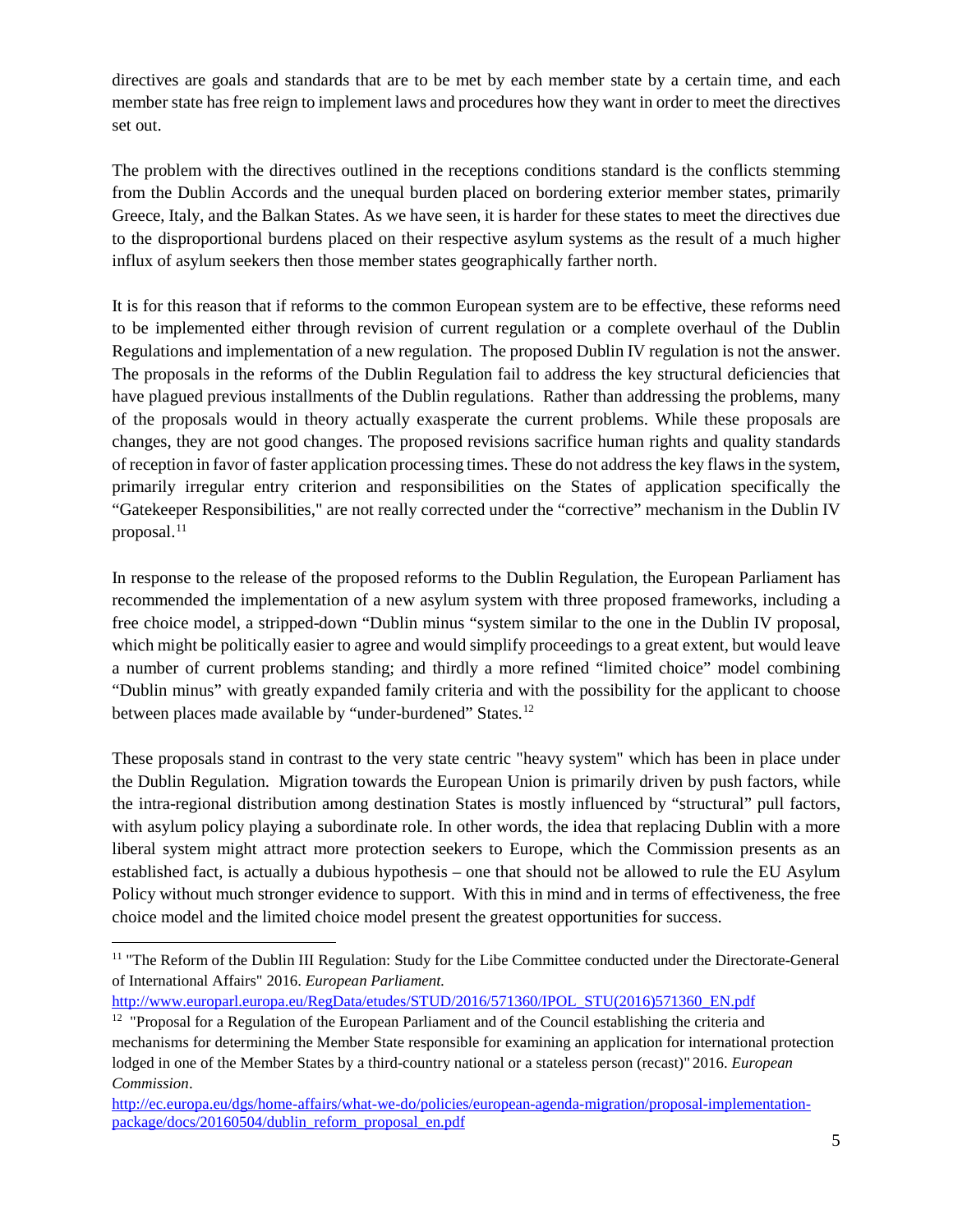directives are goals and standards that are to be met by each member state by a certain time, and each member state has free reign to implement laws and procedures how they want in order to meet the directives set out.

The problem with the directives outlined in the receptions conditions standard is the conflicts stemming from the Dublin Accords and the unequal burden placed on bordering exterior member states, primarily Greece, Italy, and the Balkan States. As we have seen, it is harder for these states to meet the directives due to the disproportional burdens placed on their respective asylum systems as the result of a much higher influx of asylum seekers then those member states geographically farther north.

It is for this reason that if reforms to the common European system are to be effective, these reforms need to be implemented either through revision of current regulation or a complete overhaul of the Dublin Regulations and implementation of a new regulation. The proposed Dublin IV regulation is not the answer. The proposals in the reforms of the Dublin Regulation fail to address the key structural deficiencies that have plagued previous installments of the Dublin regulations. Rather than addressing the problems, many of the proposals would in theory actually exasperate the current problems. While these proposals are changes, they are not good changes. The proposed revisions sacrifice human rights and quality standards of reception in favor of faster application processing times. These do not address the key flaws in the system, primarily irregular entry criterion and responsibilities on the States of application specifically the "Gatekeeper Responsibilities," are not really corrected under the "corrective" mechanism in the Dublin IV proposal.[11]

In response to the release of the proposed reforms to the Dublin Regulation, the European Parliament has recommended the implementation of a new asylum system with three proposed frameworks, including a free choice model, a stripped-down "Dublin minus "system similar to the one in the Dublin IV proposal, which might be politically easier to agree and would simplify proceedings to a great extent, but would leave a number of current problems standing; and thirdly a more refined "limited choice" model combining "Dublin minus" with greatly expanded family criteria and with the possibility for the applicant to choose between places made available by "under-burdened" States.[12]

These proposals stand in contrast to the very state centric "heavy system" which has been in place under the Dublin Regulation. Migration towards the European Union is primarily driven by push factors, while the intra-regional distribution among destination States is mostly influenced by "structural" pull factors, with asylum policy playing a subordinate role. In other words, the idea that replacing Dublin with a more liberal system might attract more protection seekers to Europe, which the Commission presents as an established fact, is actually a dubious hypothesis – one that should not be allowed to rule the EU Asylum Policy without much stronger evidence to support. With this in mind and in terms of effectiveness, the free choice model and the limited choice model present the greatest opportunities for success.

---

[11] "The Reform of the Dublin III Regulation: Study for the Libe Committee conducted under the Directorate-General of International Affairs" 2016. *European Parliament.* http://www.europarl.europa.eu/RegData/etudes/STUD/2016/571360/IPOL_STU(2016)571360_EN.pdf

[12] "Proposal for a Regulation of the European Parliament and of the Council establishing the criteria and mechanisms for determining the Member State responsible for examining an application for international protection lodged in one of the Member States by a third-country national or a stateless person (recast)" 2016. *European Commission*. http://ec.europa.eu/dgs/home-affairs/what-we-do/policies/european-agenda-migration/proposal-implementation-package/docs/20160504/dublin_reform_proposal_en.pdf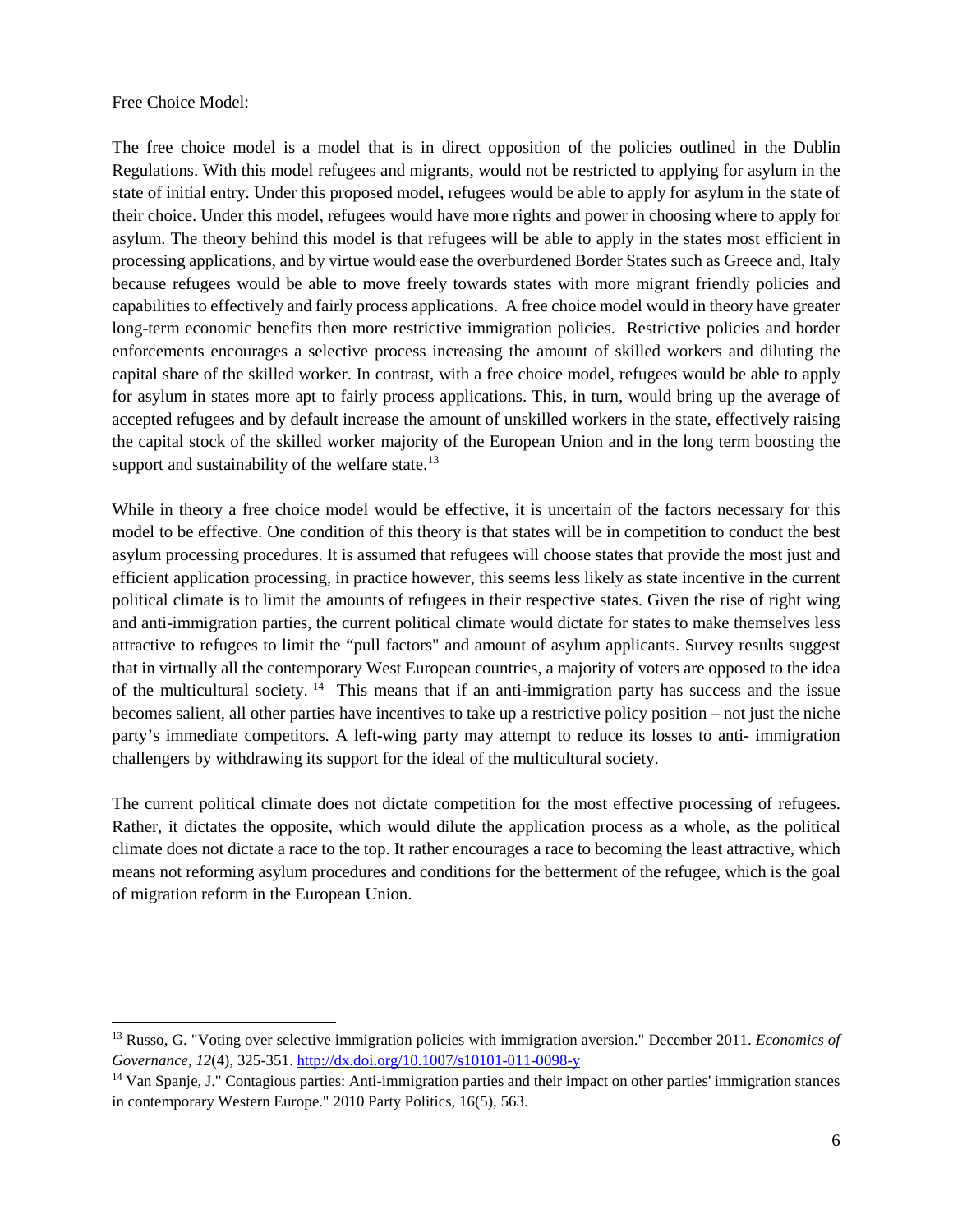Free Choice Model:

The free choice model is a model that is in direct opposition of the policies outlined in the Dublin Regulations. With this model refugees and migrants, would not be restricted to applying for asylum in the state of initial entry. Under this proposed model, refugees would be able to apply for asylum in the state of their choice. Under this model, refugees would have more rights and power in choosing where to apply for asylum. The theory behind this model is that refugees will be able to apply in the states most efficient in processing applications, and by virtue would ease the overburdened Border States such as Greece and, Italy because refugees would be able to move freely towards states with more migrant friendly policies and capabilities to effectively and fairly process applications. A free choice model would in theory have greater long-term economic benefits then more restrictive immigration policies. Restrictive policies and border enforcements encourages a selective process increasing the amount of skilled workers and diluting the capital share of the skilled worker. In contrast, with a free choice model, refugees would be able to apply for asylum in states more apt to fairly process applications. This, in turn, would bring up the average of accepted refugees and by default increase the amount of unskilled workers in the state, effectively raising the capital stock of the skilled worker majority of the European Union and in the long term boosting the support and sustainability of the welfare state.[13]

While in theory a free choice model would be effective, it is uncertain of the factors necessary for this model to be effective. One condition of this theory is that states will be in competition to conduct the best asylum processing procedures. It is assumed that refugees will choose states that provide the most just and efficient application processing, in practice however, this seems less likely as state incentive in the current political climate is to limit the amounts of refugees in their respective states. Given the rise of right wing and anti-immigration parties, the current political climate would dictate for states to make themselves less attractive to refugees to limit the "pull factors" and amount of asylum applicants. Survey results suggest that in virtually all the contemporary West European countries, a majority of voters are opposed to the idea of the multicultural society. [14] This means that if an anti-immigration party has success and the issue becomes salient, all other parties have incentives to take up a restrictive policy position – not just the niche party's immediate competitors. A left-wing party may attempt to reduce its losses to anti- immigration challengers by withdrawing its support for the ideal of the multicultural society.

The current political climate does not dictate competition for the most effective processing of refugees. Rather, it dictates the opposite, which would dilute the application process as a whole, as the political climate does not dictate a race to the top. It rather encourages a race to becoming the least attractive, which means not reforming asylum procedures and conditions for the betterment of the refugee, which is the goal of migration reform in the European Union.

---

[13] Russo, G. "Voting over selective immigration policies with immigration aversion." December 2011. *Economics of Governance*, *12*(4), 325-351. http://dx.doi.org/10.1007/s10101-011-0098-y

[14] Van Spanje, J." Contagious parties: Anti-immigration parties and their impact on other parties' immigration stances in contemporary Western Europe." 2010 Party Politics, 16(5), 563.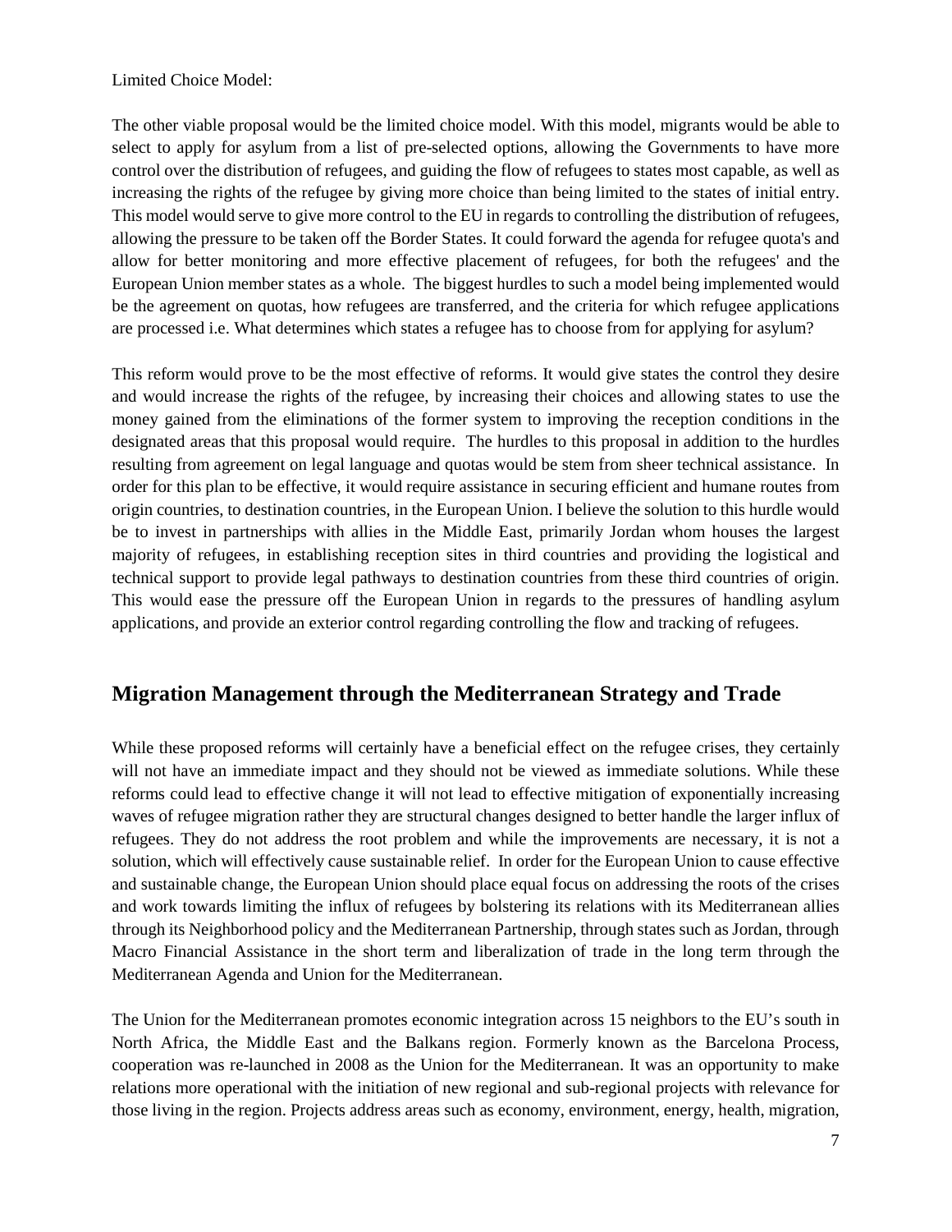Limited Choice Model:

The other viable proposal would be the limited choice model. With this model, migrants would be able to select to apply for asylum from a list of pre-selected options, allowing the Governments to have more control over the distribution of refugees, and guiding the flow of refugees to states most capable, as well as increasing the rights of the refugee by giving more choice than being limited to the states of initial entry. This model would serve to give more control to the EU in regards to controlling the distribution of refugees, allowing the pressure to be taken off the Border States. It could forward the agenda for refugee quota's and allow for better monitoring and more effective placement of refugees, for both the refugees' and the European Union member states as a whole. The biggest hurdles to such a model being implemented would be the agreement on quotas, how refugees are transferred, and the criteria for which refugee applications are processed i.e. What determines which states a refugee has to choose from for applying for asylum?

This reform would prove to be the most effective of reforms. It would give states the control they desire and would increase the rights of the refugee, by increasing their choices and allowing states to use the money gained from the eliminations of the former system to improving the reception conditions in the designated areas that this proposal would require. The hurdles to this proposal in addition to the hurdles resulting from agreement on legal language and quotas would be stem from sheer technical assistance. In order for this plan to be effective, it would require assistance in securing efficient and humane routes from origin countries, to destination countries, in the European Union. I believe the solution to this hurdle would be to invest in partnerships with allies in the Middle East, primarily Jordan whom houses the largest majority of refugees, in establishing reception sites in third countries and providing the logistical and technical support to provide legal pathways to destination countries from these third countries of origin. This would ease the pressure off the European Union in regards to the pressures of handling asylum applications, and provide an exterior control regarding controlling the flow and tracking of refugees.

## Migration Management through the Mediterranean Strategy and Trade

While these proposed reforms will certainly have a beneficial effect on the refugee crises, they certainly will not have an immediate impact and they should not be viewed as immediate solutions. While these reforms could lead to effective change it will not lead to effective mitigation of exponentially increasing waves of refugee migration rather they are structural changes designed to better handle the larger influx of refugees. They do not address the root problem and while the improvements are necessary, it is not a solution, which will effectively cause sustainable relief. In order for the European Union to cause effective and sustainable change, the European Union should place equal focus on addressing the roots of the crises and work towards limiting the influx of refugees by bolstering its relations with its Mediterranean allies through its Neighborhood policy and the Mediterranean Partnership, through states such as Jordan, through Macro Financial Assistance in the short term and liberalization of trade in the long term through the Mediterranean Agenda and Union for the Mediterranean.

The Union for the Mediterranean promotes economic integration across 15 neighbors to the EU's south in North Africa, the Middle East and the Balkans region. Formerly known as the Barcelona Process, cooperation was re-launched in 2008 as the Union for the Mediterranean. It was an opportunity to make relations more operational with the initiation of new regional and sub-regional projects with relevance for those living in the region. Projects address areas such as economy, environment, energy, health, migration,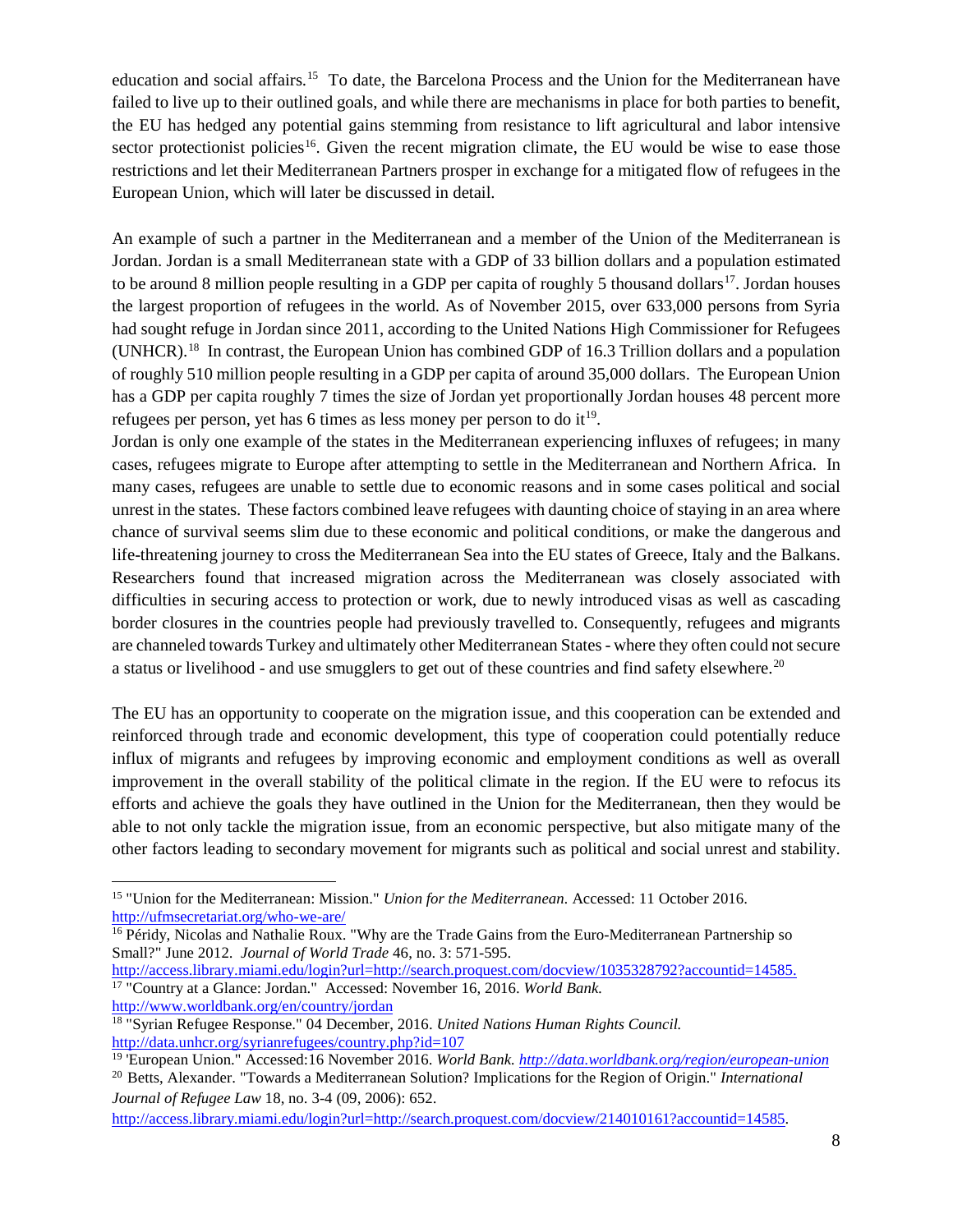education and social affairs.[15] To date, the Barcelona Process and the Union for the Mediterranean have failed to live up to their outlined goals, and while there are mechanisms in place for both parties to benefit, the EU has hedged any potential gains stemming from resistance to lift agricultural and labor intensive sector protectionist policies[16]. Given the recent migration climate, the EU would be wise to ease those restrictions and let their Mediterranean Partners prosper in exchange for a mitigated flow of refugees in the European Union, which will later be discussed in detail.

An example of such a partner in the Mediterranean and a member of the Union of the Mediterranean is Jordan. Jordan is a small Mediterranean state with a GDP of 33 billion dollars and a population estimated to be around 8 million people resulting in a GDP per capita of roughly 5 thousand dollars[17]. Jordan houses the largest proportion of refugees in the world. As of November 2015, over 633,000 persons from Syria had sought refuge in Jordan since 2011, according to the United Nations High Commissioner for Refugees (UNHCR).[18] In contrast, the European Union has combined GDP of 16.3 Trillion dollars and a population of roughly 510 million people resulting in a GDP per capita of around 35,000 dollars. The European Union has a GDP per capita roughly 7 times the size of Jordan yet proportionally Jordan houses 48 percent more refugees per person, yet has 6 times as less money per person to do it[19].

Jordan is only one example of the states in the Mediterranean experiencing influxes of refugees; in many cases, refugees migrate to Europe after attempting to settle in the Mediterranean and Northern Africa. In many cases, refugees are unable to settle due to economic reasons and in some cases political and social unrest in the states. These factors combined leave refugees with daunting choice of staying in an area where chance of survival seems slim due to these economic and political conditions, or make the dangerous and life-threatening journey to cross the Mediterranean Sea into the EU states of Greece, Italy and the Balkans. Researchers found that increased migration across the Mediterranean was closely associated with difficulties in securing access to protection or work, due to newly introduced visas as well as cascading border closures in the countries people had previously travelled to. Consequently, refugees and migrants are channeled towards Turkey and ultimately other Mediterranean States - where they often could not secure a status or livelihood - and use smugglers to get out of these countries and find safety elsewhere.[20]

The EU has an opportunity to cooperate on the migration issue, and this cooperation can be extended and reinforced through trade and economic development, this type of cooperation could potentially reduce influx of migrants and refugees by improving economic and employment conditions as well as overall improvement in the overall stability of the political climate in the region. If the EU were to refocus its efforts and achieve the goals they have outlined in the Union for the Mediterranean, then they would be able to not only tackle the migration issue, from an economic perspective, but also mitigate many of the other factors leading to secondary movement for migrants such as political and social unrest and stability.

---

[15] "Union for the Mediterranean: Mission." *Union for the Mediterranean.* Accessed: 11 October 2016. http://ufmsecretariat.org/who-we-are/

[16] Péridy, Nicolas and Nathalie Roux. "Why are the Trade Gains from the Euro-Mediterranean Partnership so Small?" June 2012. *Journal of World Trade* 46, no. 3: 571-595. http://access.library.miami.edu/login?url=http://search.proquest.com/docview/1035328792?accountid=14585.

[17] "Country at a Glance: Jordan." Accessed: November 16, 2016. *World Bank.* http://www.worldbank.org/en/country/jordan

[18] "Syrian Refugee Response." 04 December, 2016. *United Nations Human Rights Council.* http://data.unhcr.org/syrianrefugees/country.php?id=107

[19] 'European Union." Accessed:16 November 2016. *World Bank. http://data.worldbank.org/region/european-union*

[20] Betts, Alexander. "Towards a Mediterranean Solution? Implications for the Region of Origin." *International Journal of Refugee Law* 18, no. 3-4 (09, 2006): 652. http://access.library.miami.edu/login?url=http://search.proquest.com/docview/214010161?accountid=14585.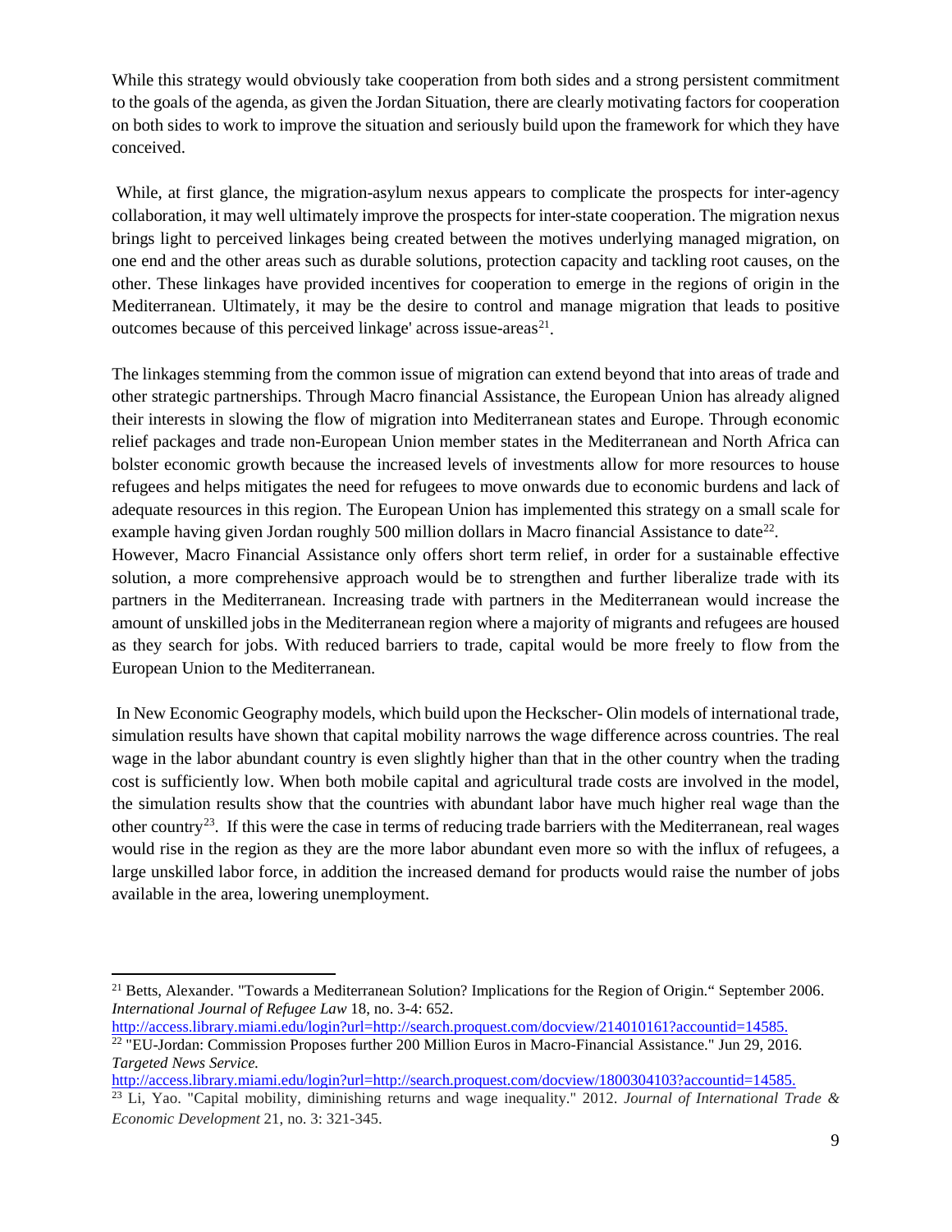While this strategy would obviously take cooperation from both sides and a strong persistent commitment to the goals of the agenda, as given the Jordan Situation, there are clearly motivating factors for cooperation on both sides to work to improve the situation and seriously build upon the framework for which they have conceived.

While, at first glance, the migration-asylum nexus appears to complicate the prospects for inter-agency collaboration, it may well ultimately improve the prospects for inter-state cooperation. The migration nexus brings light to perceived linkages being created between the motives underlying managed migration, on one end and the other areas such as durable solutions, protection capacity and tackling root causes, on the other. These linkages have provided incentives for cooperation to emerge in the regions of origin in the Mediterranean. Ultimately, it may be the desire to control and manage migration that leads to positive outcomes because of this perceived linkage' across issue-areas[21].

The linkages stemming from the common issue of migration can extend beyond that into areas of trade and other strategic partnerships. Through Macro financial Assistance, the European Union has already aligned their interests in slowing the flow of migration into Mediterranean states and Europe. Through economic relief packages and trade non-European Union member states in the Mediterranean and North Africa can bolster economic growth because the increased levels of investments allow for more resources to house refugees and helps mitigates the need for refugees to move onwards due to economic burdens and lack of adequate resources in this region. The European Union has implemented this strategy on a small scale for example having given Jordan roughly 500 million dollars in Macro financial Assistance to date[22].
However, Macro Financial Assistance only offers short term relief, in order for a sustainable effective solution, a more comprehensive approach would be to strengthen and further liberalize trade with its partners in the Mediterranean. Increasing trade with partners in the Mediterranean would increase the amount of unskilled jobs in the Mediterranean region where a majority of migrants and refugees are housed as they search for jobs. With reduced barriers to trade, capital would be more freely to flow from the European Union to the Mediterranean.

In New Economic Geography models, which build upon the Heckscher- Olin models of international trade, simulation results have shown that capital mobility narrows the wage difference across countries. The real wage in the labor abundant country is even slightly higher than that in the other country when the trading cost is sufficiently low. When both mobile capital and agricultural trade costs are involved in the model, the simulation results show that the countries with abundant labor have much higher real wage than the other country[23]. If this were the case in terms of reducing trade barriers with the Mediterranean, real wages would rise in the region as they are the more labor abundant even more so with the influx of refugees, a large unskilled labor force, in addition the increased demand for products would raise the number of jobs available in the area, lowering unemployment.

---

[21] Betts, Alexander. "Towards a Mediterranean Solution? Implications for the Region of Origin." September 2006. *International Journal of Refugee Law* 18, no. 3-4: 652. http://access.library.miami.edu/login?url=http://search.proquest.com/docview/214010161?accountid=14585.

[22] "EU-Jordan: Commission Proposes further 200 Million Euros in Macro-Financial Assistance." Jun 29, 2016. *Targeted News Service.* http://access.library.miami.edu/login?url=http://search.proquest.com/docview/1800304103?accountid=14585.

[23] Li, Yao. "Capital mobility, diminishing returns and wage inequality." 2012. *Journal of International Trade & Economic Development* 21, no. 3: 321-345.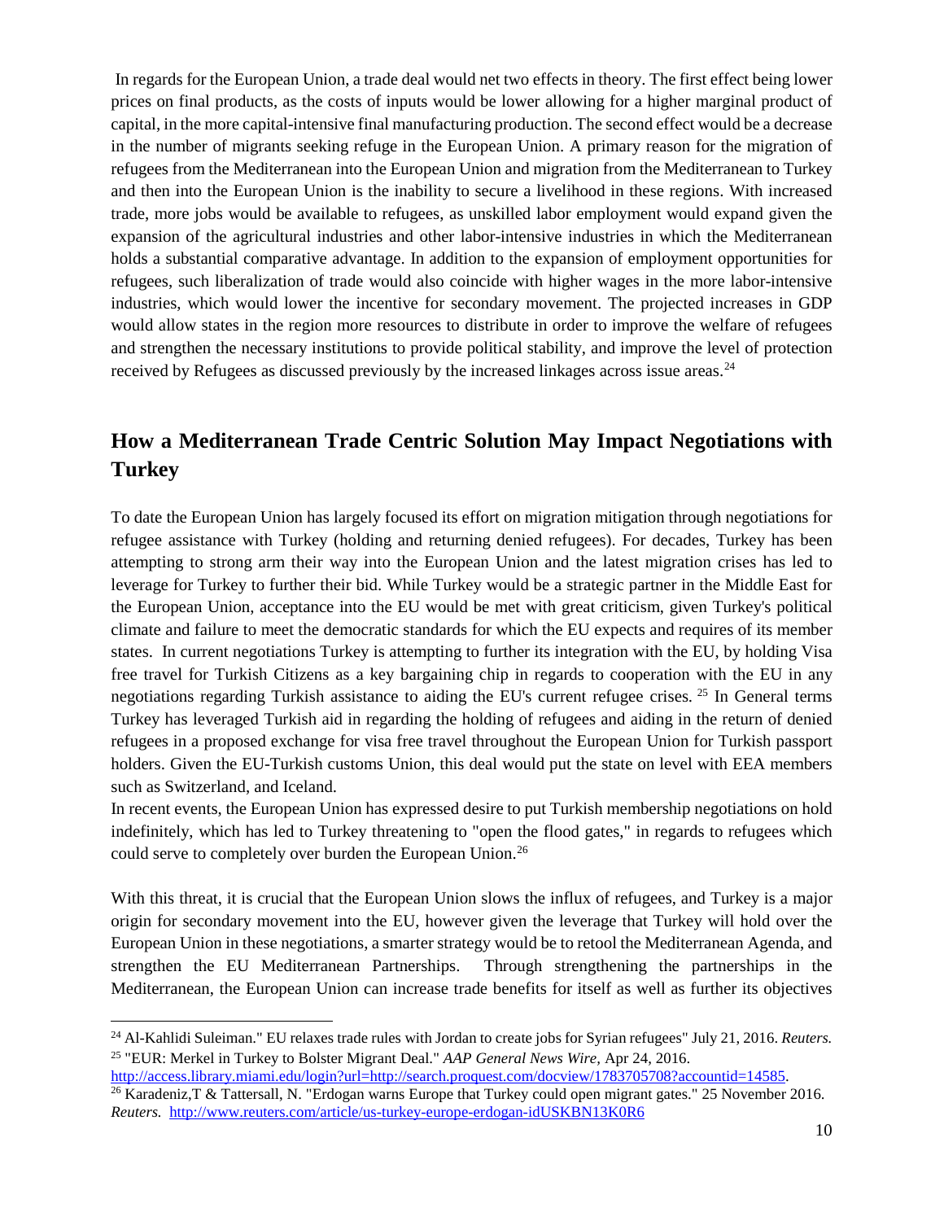In regards for the European Union, a trade deal would net two effects in theory. The first effect being lower prices on final products, as the costs of inputs would be lower allowing for a higher marginal product of capital, in the more capital-intensive final manufacturing production. The second effect would be a decrease in the number of migrants seeking refuge in the European Union. A primary reason for the migration of refugees from the Mediterranean into the European Union and migration from the Mediterranean to Turkey and then into the European Union is the inability to secure a livelihood in these regions. With increased trade, more jobs would be available to refugees, as unskilled labor employment would expand given the expansion of the agricultural industries and other labor-intensive industries in which the Mediterranean holds a substantial comparative advantage. In addition to the expansion of employment opportunities for refugees, such liberalization of trade would also coincide with higher wages in the more labor-intensive industries, which would lower the incentive for secondary movement. The projected increases in GDP would allow states in the region more resources to distribute in order to improve the welfare of refugees and strengthen the necessary institutions to provide political stability, and improve the level of protection received by Refugees as discussed previously by the increased linkages across issue areas.[24]

## How a Mediterranean Trade Centric Solution May Impact Negotiations with Turkey

To date the European Union has largely focused its effort on migration mitigation through negotiations for refugee assistance with Turkey (holding and returning denied refugees). For decades, Turkey has been attempting to strong arm their way into the European Union and the latest migration crises has led to leverage for Turkey to further their bid. While Turkey would be a strategic partner in the Middle East for the European Union, acceptance into the EU would be met with great criticism, given Turkey's political climate and failure to meet the democratic standards for which the EU expects and requires of its member states. In current negotiations Turkey is attempting to further its integration with the EU, by holding Visa free travel for Turkish Citizens as a key bargaining chip in regards to cooperation with the EU in any negotiations regarding Turkish assistance to aiding the EU's current refugee crises.[25] In General terms Turkey has leveraged Turkish aid in regarding the holding of refugees and aiding in the return of denied refugees in a proposed exchange for visa free travel throughout the European Union for Turkish passport holders. Given the EU-Turkish customs Union, this deal would put the state on level with EEA members such as Switzerland, and Iceland.

In recent events, the European Union has expressed desire to put Turkish membership negotiations on hold indefinitely, which has led to Turkey threatening to "open the flood gates," in regards to refugees which could serve to completely over burden the European Union.[26]

With this threat, it is crucial that the European Union slows the influx of refugees, and Turkey is a major origin for secondary movement into the EU, however given the leverage that Turkey will hold over the European Union in these negotiations, a smarter strategy would be to retool the Mediterranean Agenda, and strengthen the EU Mediterranean Partnerships. Through strengthening the partnerships in the Mediterranean, the European Union can increase trade benefits for itself as well as further its objectives

---

[24] Al-Kahlidi Suleiman." EU relaxes trade rules with Jordan to create jobs for Syrian refugees" July 21, 2016. *Reuters.*

[25] "EUR: Merkel in Turkey to Bolster Migrant Deal." *AAP General News Wire,* Apr 24, 2016. http://access.library.miami.edu/login?url=http://search.proquest.com/docview/1783705708?accountid=14585.

[26] Karadeniz,T & Tattersall, N. "Erdogan warns Europe that Turkey could open migrant gates." 25 November 2016. *Reuters.* http://www.reuters.com/article/us-turkey-europe-erdogan-idUSKBN13K0R6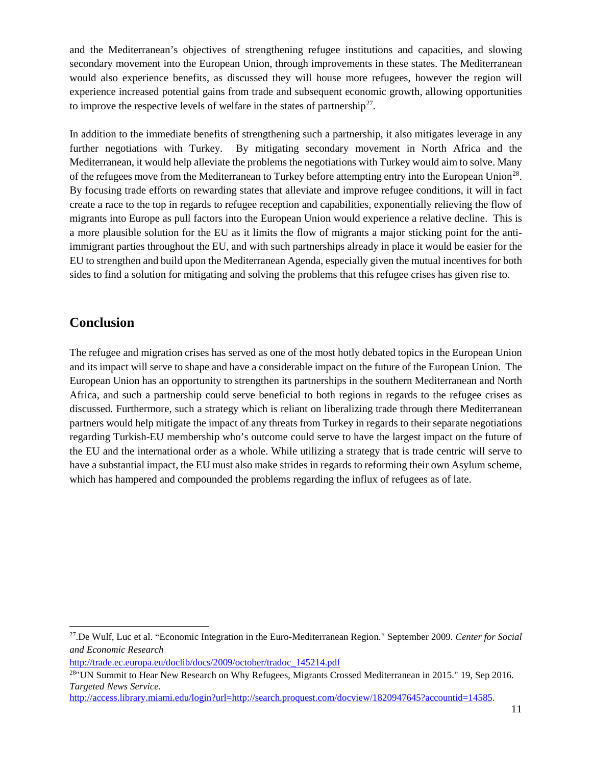and the Mediterranean's objectives of strengthening refugee institutions and capacities, and slowing secondary movement into the European Union, through improvements in these states. The Mediterranean would also experience benefits, as discussed they will house more refugees, however the region will experience increased potential gains from trade and subsequent economic growth, allowing opportunities to improve the respective levels of welfare in the states of partnership[27].

In addition to the immediate benefits of strengthening such a partnership, it also mitigates leverage in any further negotiations with Turkey. By mitigating secondary movement in North Africa and the Mediterranean, it would help alleviate the problems the negotiations with Turkey would aim to solve. Many of the refugees move from the Mediterranean to Turkey before attempting entry into the European Union[28]. By focusing trade efforts on rewarding states that alleviate and improve refugee conditions, it will in fact create a race to the top in regards to refugee reception and capabilities, exponentially relieving the flow of migrants into Europe as pull factors into the European Union would experience a relative decline. This is a more plausible solution for the EU as it limits the flow of migrants a major sticking point for the anti-immigrant parties throughout the EU, and with such partnerships already in place it would be easier for the EU to strengthen and build upon the Mediterranean Agenda, especially given the mutual incentives for both sides to find a solution for mitigating and solving the problems that this refugee crises has given rise to.

## Conclusion

The refugee and migration crises has served as one of the most hotly debated topics in the European Union and its impact will serve to shape and have a considerable impact on the future of the European Union. The European Union has an opportunity to strengthen its partnerships in the southern Mediterranean and North Africa, and such a partnership could serve beneficial to both regions in regards to the refugee crises as discussed. Furthermore, such a strategy which is reliant on liberalizing trade through there Mediterranean partners would help mitigate the impact of any threats from Turkey in regards to their separate negotiations regarding Turkish-EU membership who's outcome could serve to have the largest impact on the future of the EU and the international order as a whole. While utilizing a strategy that is trade centric will serve to have a substantial impact, the EU must also make strides in regards to reforming their own Asylum scheme, which has hampered and compounded the problems regarding the influx of refugees as of late.

---

[27].De Wulf, Luc et al. "Economic Integration in the Euro-Mediterranean Region." September 2009. *Center for Social and Economic Research*
http://trade.ec.europa.eu/doclib/docs/2009/october/tradoc_145214.pdf

[28]"UN Summit to Hear New Research on Why Refugees, Migrants Crossed Mediterranean in 2015." 19, Sep 2016. *Targeted News Service.*
http://access.library.miami.edu/login?url=http://search.proquest.com/docview/1820947645?accountid=14585.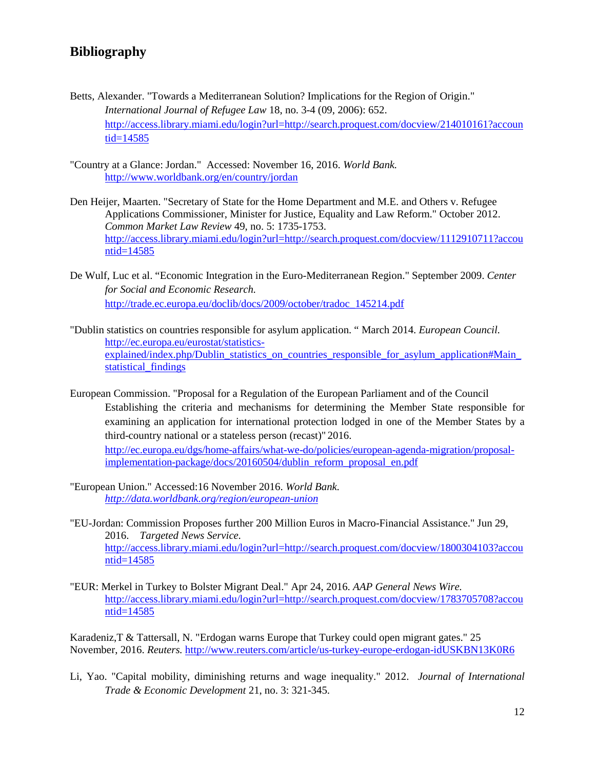## Bibliography

Betts, Alexander. "Towards a Mediterranean Solution? Implications for the Region of Origin." *International Journal of Refugee Law* 18, no. 3-4 (09, 2006): 652. http://access.library.miami.edu/login?url=http://search.proquest.com/docview/214010161?accountid=14585

"Country at a Glance: Jordan." Accessed: November 16, 2016. *World Bank.* http://www.worldbank.org/en/country/jordan

Den Heijer, Maarten. "Secretary of State for the Home Department and M.E. and Others v. Refugee Applications Commissioner, Minister for Justice, Equality and Law Reform." October 2012. *Common Market Law Review* 49, no. 5: 1735-1753. http://access.library.miami.edu/login?url=http://search.proquest.com/docview/1112910711?accountid=14585

De Wulf, Luc et al. "Economic Integration in the Euro-Mediterranean Region." September 2009. *Center for Social and Economic Research.* http://trade.ec.europa.eu/doclib/docs/2009/october/tradoc_145214.pdf

"Dublin statistics on countries responsible for asylum application. " March 2014. *European Council.* http://ec.europa.eu/eurostat/statistics-explained/index.php/Dublin_statistics_on_countries_responsible_for_asylum_application#Main_statistical_findings

European Commission. "Proposal for a Regulation of the European Parliament and of the Council Establishing the criteria and mechanisms for determining the Member State responsible for examining an application for international protection lodged in one of the Member States by a third-country national or a stateless person (recast)" 2016. http://ec.europa.eu/dgs/home-affairs/what-we-do/policies/european-agenda-migration/proposal-implementation-package/docs/20160504/dublin_reform_proposal_en.pdf

"European Union." Accessed:16 November 2016. *World Bank.* *http://data.worldbank.org/region/european-union*

"EU-Jordan: Commission Proposes further 200 Million Euros in Macro-Financial Assistance." Jun 29, 2016. *Targeted News Service.* http://access.library.miami.edu/login?url=http://search.proquest.com/docview/1800304103?accountid=14585

"EUR: Merkel in Turkey to Bolster Migrant Deal." Apr 24, 2016. *AAP General News Wire.* http://access.library.miami.edu/login?url=http://search.proquest.com/docview/1783705708?accountid=14585

Karadeniz,T & Tattersall, N. "Erdogan warns Europe that Turkey could open migrant gates." 25 November, 2016. *Reuters.* http://www.reuters.com/article/us-turkey-europe-erdogan-idUSKBN13K0R6

Li, Yao. "Capital mobility, diminishing returns and wage inequality." 2012. *Journal of International Trade & Economic Development* 21, no. 3: 321-345.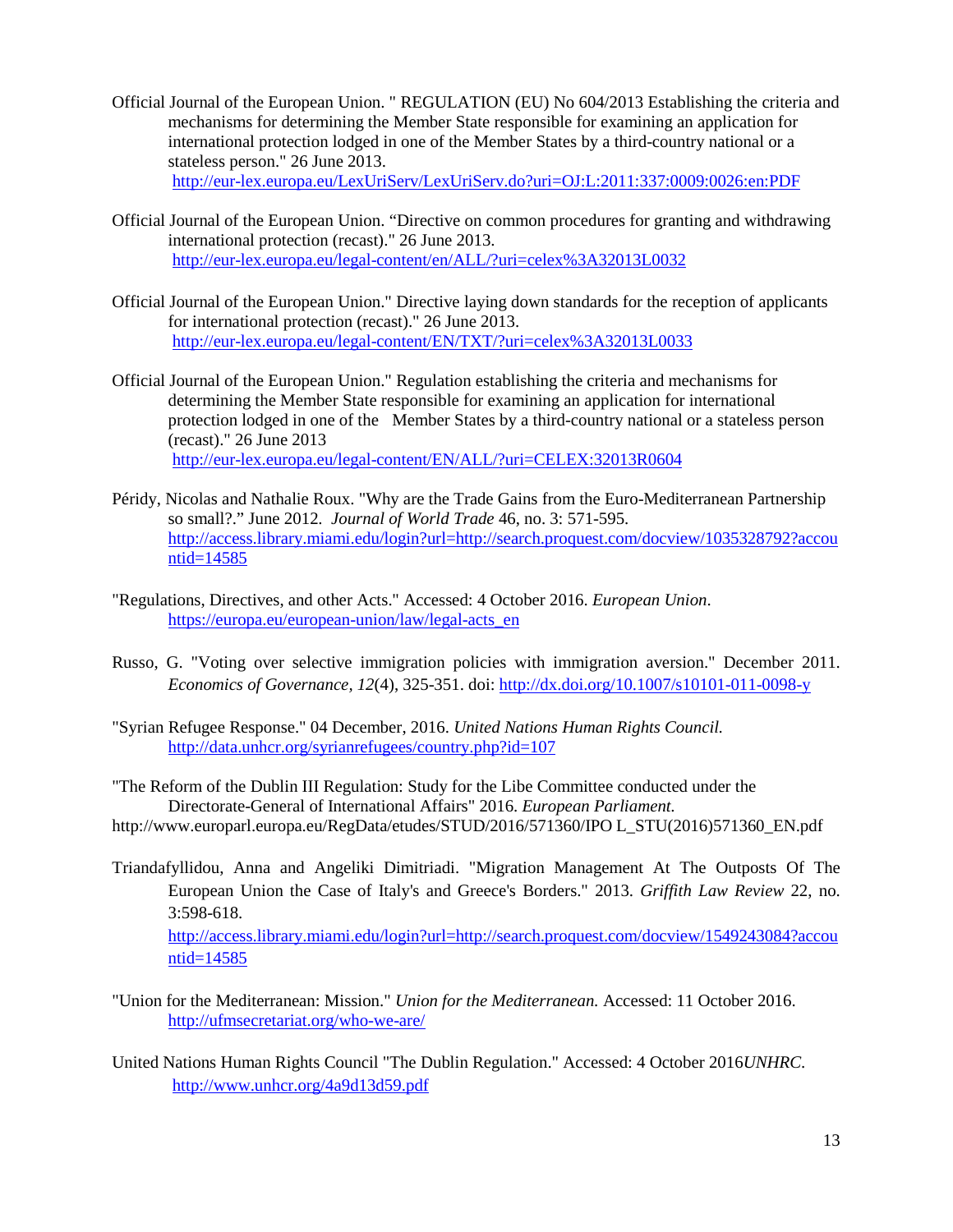Official Journal of the European Union. " REGULATION (EU) No 604/2013 Establishing the criteria and mechanisms for determining the Member State responsible for examining an application for international protection lodged in one of the Member States by a third-country national or a stateless person." 26 June 2013. http://eur-lex.europa.eu/LexUriServ/LexUriServ.do?uri=OJ:L:2011:337:0009:0026:en:PDF

Official Journal of the European Union. "Directive on common procedures for granting and withdrawing international protection (recast)." 26 June 2013. http://eur-lex.europa.eu/legal-content/en/ALL/?uri=celex%3A32013L0032

Official Journal of the European Union." Directive laying down standards for the reception of applicants for international protection (recast)." 26 June 2013. http://eur-lex.europa.eu/legal-content/EN/TXT/?uri=celex%3A32013L0033

Official Journal of the European Union." Regulation establishing the criteria and mechanisms for determining the Member State responsible for examining an application for international protection lodged in one of the Member States by a third-country national or a stateless person (recast)." 26 June 2013 http://eur-lex.europa.eu/legal-content/EN/ALL/?uri=CELEX:32013R0604

Péridy, Nicolas and Nathalie Roux. "Why are the Trade Gains from the Euro-Mediterranean Partnership so small?." June 2012. *Journal of World Trade* 46, no. 3: 571-595. http://access.library.miami.edu/login?url=http://search.proquest.com/docview/1035328792?accountid=14585

"Regulations, Directives, and other Acts." Accessed: 4 October 2016. *European Union*. https://europa.eu/european-union/law/legal-acts_en

Russo, G. "Voting over selective immigration policies with immigration aversion." December 2011. *Economics of Governance, 12*(4), 325-351. doi: http://dx.doi.org/10.1007/s10101-011-0098-y

"Syrian Refugee Response." 04 December, 2016. *United Nations Human Rights Council.* http://data.unhcr.org/syrianrefugees/country.php?id=107

"The Reform of the Dublin III Regulation: Study for the Libe Committee conducted under the Directorate-General of International Affairs" 2016. *European Parliament.* http://www.europarl.europa.eu/RegData/etudes/STUD/2016/571360/IPO L_STU(2016)571360_EN.pdf

Triandafyllidou, Anna and Angeliki Dimitriadi. "Migration Management At The Outposts Of The European Union the Case of Italy's and Greece's Borders." 2013. *Griffith Law Review* 22, no. 3:598-618. http://access.library.miami.edu/login?url=http://search.proquest.com/docview/1549243084?accountid=14585

"Union for the Mediterranean: Mission." *Union for the Mediterranean.* Accessed: 11 October 2016. http://ufmsecretariat.org/who-we-are/

United Nations Human Rights Council "The Dublin Regulation." Accessed: 4 October 2016*UNHRC*. http://www.unhcr.org/4a9d13d59.pdf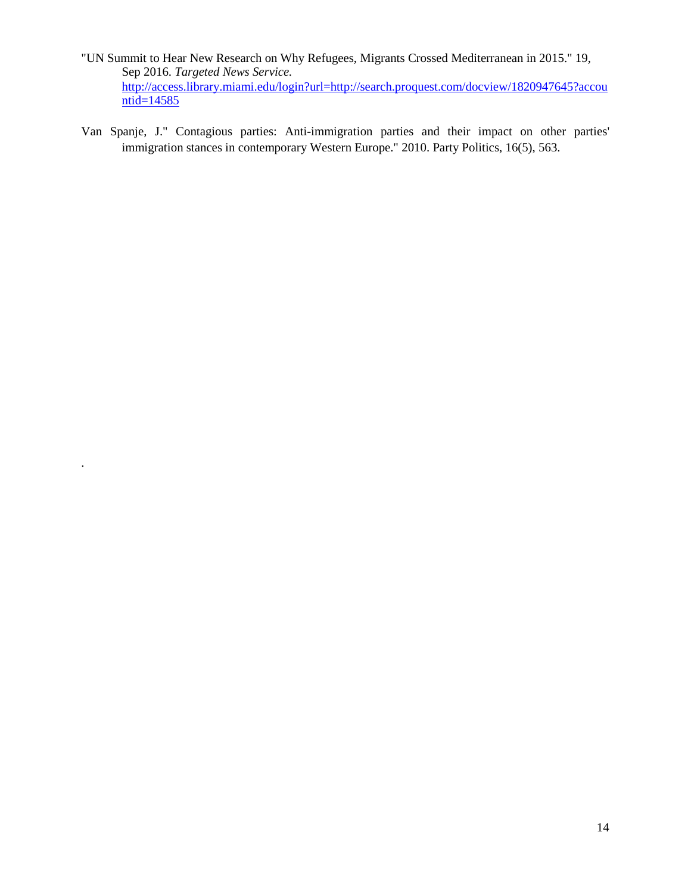"UN Summit to Hear New Research on Why Refugees, Migrants Crossed Mediterranean in 2015." 19, Sep 2016. *Targeted News Service.* http://access.library.miami.edu/login?url=http://search.proquest.com/docview/1820947645?accountid=14585

Van Spanje, J." Contagious parties: Anti-immigration parties and their impact on other parties' immigration stances in contemporary Western Europe." 2010. Party Politics, 16(5), 563.

.